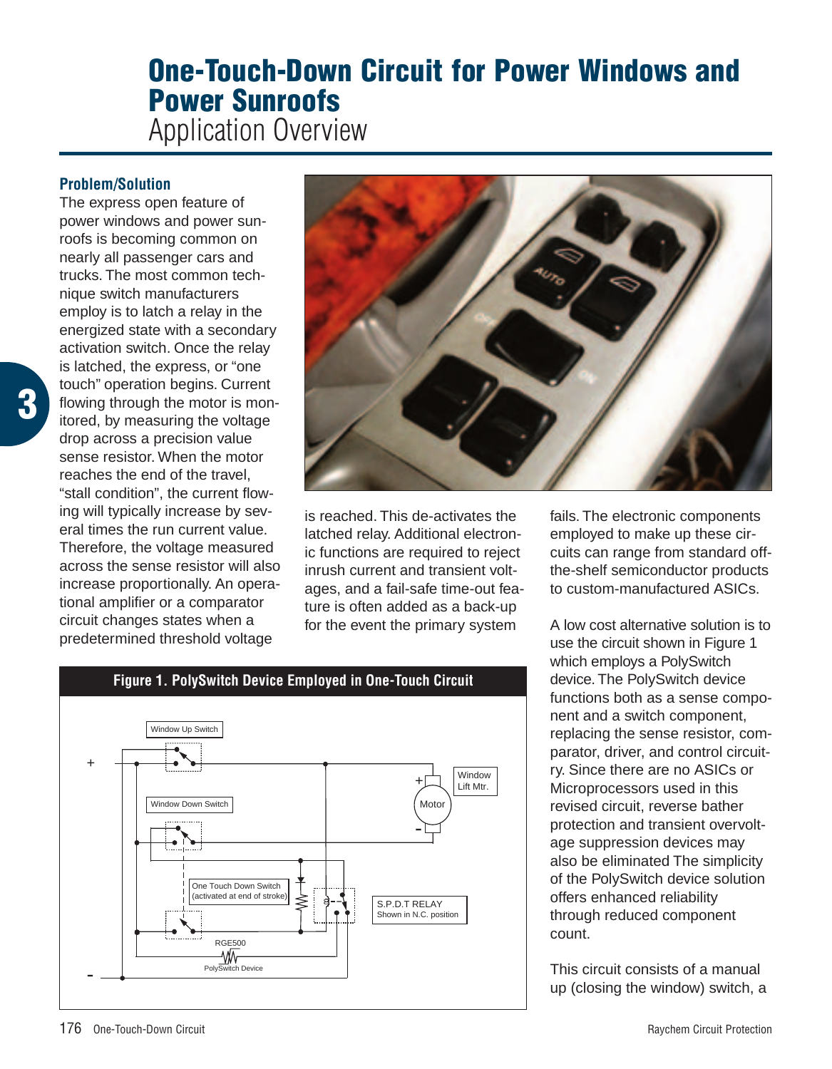# One-Touch-Down Circuit for Power Windows and Power Sunroofs

Application Overview

### Problem/Solution

The express open feature of power windows and power sunroofs is becoming common on nearly all passenger cars and trucks. The most common technique switch manufacturers employ is to latch a relay in the energized state with a secondary activation switch. Once the relay is latched, the express, or "one touch" operation begins. Current flowing through the motor is monitored, by measuring the voltage drop across a precision value sense resistor. When the motor reaches the end of the travel, "stall condition", the current flowing will typically increase by several times the run current value. Therefore, the voltage measured across the sense resistor will also increase proportionally. An operational amplifier or a comparator circuit changes states when a predetermined threshold voltage is reached. This de-activates the latched relay. Additional electronic functions are required to reject inrush current and transient voltages, and a fail-safe time-out feature is often added as a back-up for the event the primary system fails. The electronic components employed to make up these circuits can range from standard off-the-shelf semiconductor products to custom-manufactured ASICs.

A low cost alternative solution is to use the circuit shown in Figure 1 which employs a PolySwitch device. The PolySwitch device functions both as a sense component and a switch component, replacing the sense resistor, comparator, driver, and control circuitry. Since there are no ASICs or Microprocessors used in this revised circuit, reverse bather protection and transient overvoltage suppression devices may also be eliminated The simplicity of the PolySwitch device solution offers enhanced reliability through reduced component count.

This circuit consists of a manual up (closing the window) switch, a

**Figure 1. PolySwitch Device Employed in One-Touch Circuit**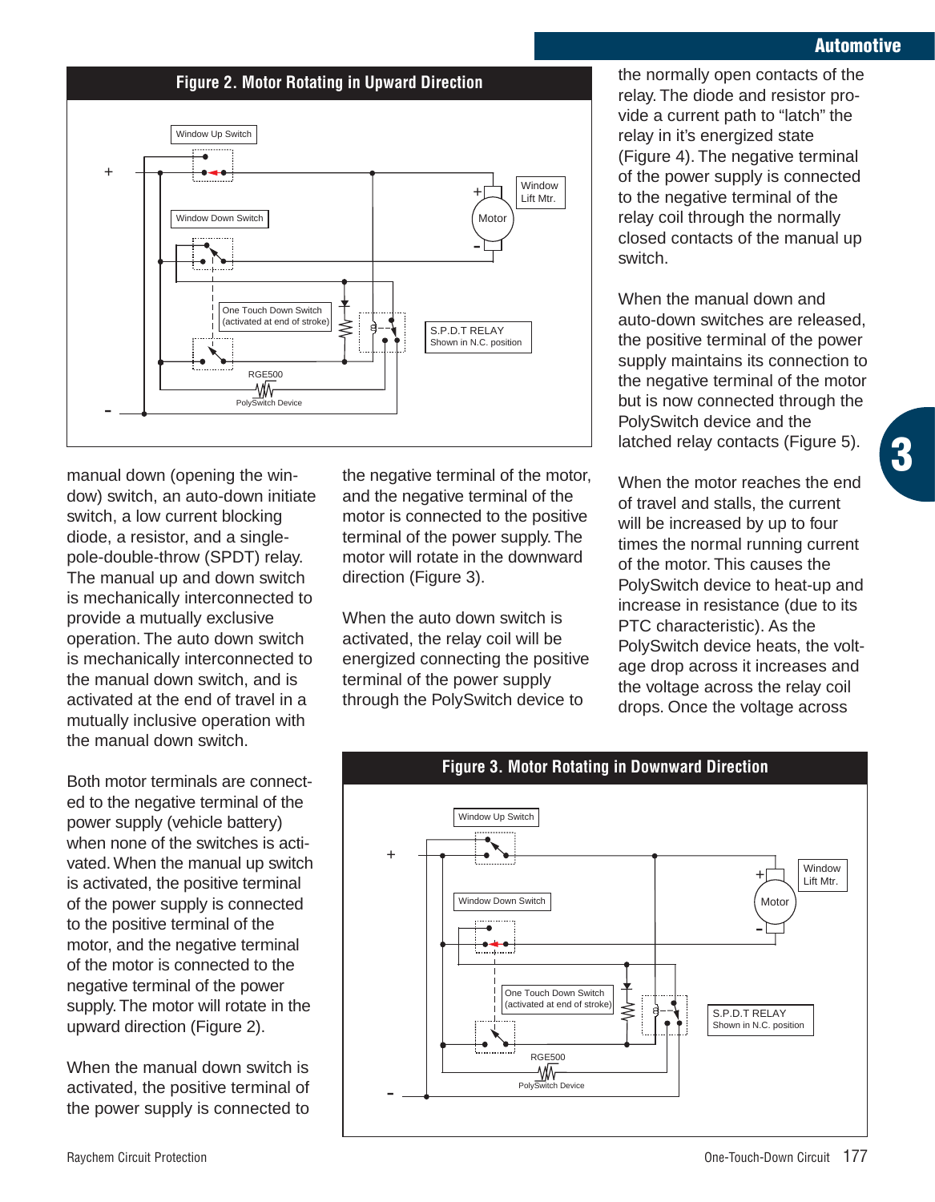**Figure 2. Motor Rotating in Upward Direction**

manual down (opening the window) switch, an auto-down initiate switch, a low current blocking diode, a resistor, and a single-pole-double-throw (SPDT) relay. The manual up and down switch is mechanically interconnected to provide a mutually exclusive operation. The auto down switch is mechanically interconnected to the manual down switch, and is activated at the end of travel in a mutually inclusive operation with the manual down switch.

Both motor terminals are connected to the negative terminal of the power supply (vehicle battery) when none of the switches is activated. When the manual up switch is activated, the positive terminal of the power supply is connected to the positive terminal of the motor, and the negative terminal of the motor is connected to the negative terminal of the power supply. The motor will rotate in the upward direction (Figure 2).

When the manual down switch is activated, the positive terminal of the power supply is connected to the negative terminal of the motor, and the negative terminal of the motor is connected to the positive terminal of the power supply. The motor will rotate in the downward direction (Figure 3).

When the auto down switch is activated, the relay coil will be energized connecting the positive terminal of the power supply through the PolySwitch device to the normally open contacts of the relay. The diode and resistor provide a current path to "latch" the relay in it's energized state (Figure 4). The negative terminal of the power supply is connected to the negative terminal of the relay coil through the normally closed contacts of the manual up switch.

When the manual down and auto-down switches are released, the positive terminal of the power supply maintains its connection to the negative terminal of the motor but is now connected through the PolySwitch device and the latched relay contacts (Figure 5).

When the motor reaches the end of travel and stalls, the current will be increased by up to four times the normal running current of the motor. This causes the PolySwitch device to heat-up and increase in resistance (due to its PTC characteristic). As the PolySwitch device heats, the voltage drop across it increases and the voltage across the relay coil drops. Once the voltage across

**Figure 3. Motor Rotating in Downward Direction**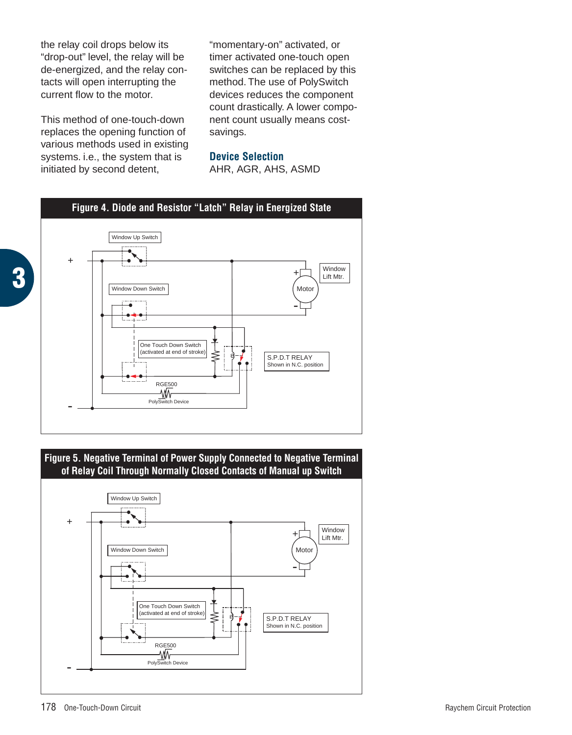the relay coil drops below its "drop-out" level, the relay will be de-energized, and the relay contacts will open interrupting the current flow to the motor.

This method of one-touch-down replaces the opening function of various methods used in existing systems. i.e., the system that is initiated by second detent, "momentary-on" activated, or timer activated one-touch open switches can be replaced by this method. The use of PolySwitch devices reduces the component count drastically. A lower component count usually means cost-savings.

## Device Selection

AHR, AGR, AHS, ASMD

**Figure 4. Diode and Resistor "Latch" Relay in Energized State**

Window Up Switch
+
Window Down Switch
One Touch Down Switch (activated at end of stroke)
S.P.D.T RELAY Shown in N.C. position
Window Lift Mtr.
Motor
RGE500
PolySwitch Device
-

**Figure 5. Negative Terminal of Power Supply Connected to Negative Terminal of Relay Coil Through Normally Closed Contacts of Manual up Switch**

Window Up Switch
+
Window Down Switch
One Touch Down Switch (activated at end of stroke)
S.P.D.T RELAY Shown in N.C. position
Window Lift Mtr.
Motor
RGE500
PolySwitch Device
-